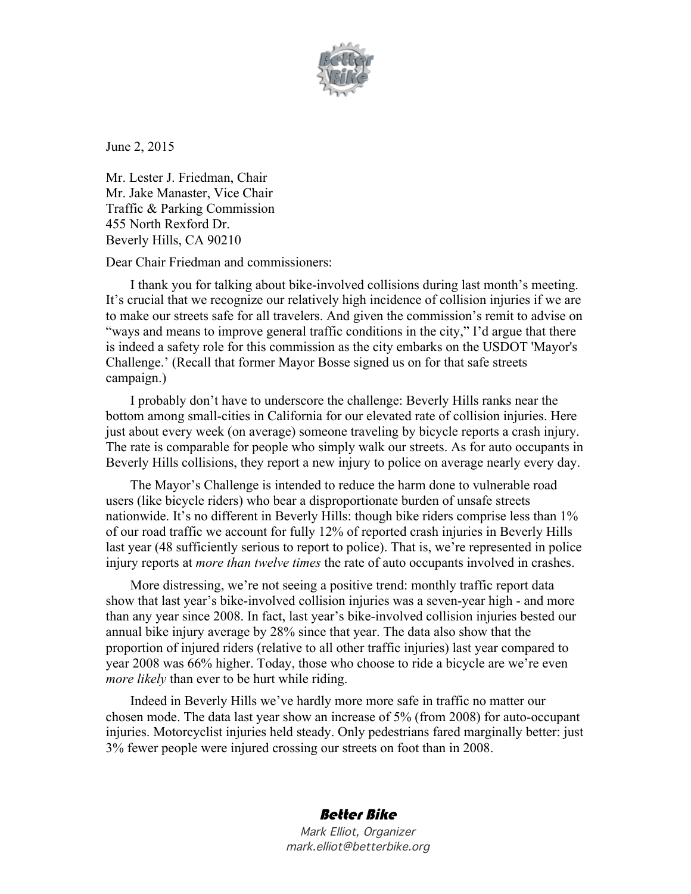June 2, 2015

Mr. Lester J. Friedman, Chair  
Mr. Jake Manaster, Vice Chair  
Traffic & Parking Commission  
455 North Rexford Dr.  
Beverly Hills, CA 90210

Dear Chair Friedman and commissioners:

I thank you for talking about bike-involved collisions during last month's meeting. It's crucial that we recognize our relatively high incidence of collision injuries if we are to make our streets safe for all travelers. And given the commission's remit to advise on "ways and means to improve general traffic conditions in the city," I'd argue that there is indeed a safety role for this commission as the city embarks on the USDOT 'Mayor's Challenge.' (Recall that former Mayor Bosse signed us on for that safe streets campaign.)

I probably don't have to underscore the challenge: Beverly Hills ranks near the bottom among small-cities in California for our elevated rate of collision injuries. Here just about every week (on average) someone traveling by bicycle reports a crash injury. The rate is comparable for people who simply walk our streets. As for auto occupants in Beverly Hills collisions, they report a new injury to police on average nearly every day.

The Mayor's Challenge is intended to reduce the harm done to vulnerable road users (like bicycle riders) who bear a disproportionate burden of unsafe streets nationwide. It's no different in Beverly Hills: though bike riders comprise less than 1% of our road traffic we account for fully 12% of reported crash injuries in Beverly Hills last year (48 sufficiently serious to report to police). That is, we're represented in police injury reports at *more than twelve times* the rate of auto occupants involved in crashes.

More distressing, we're not seeing a positive trend: monthly traffic report data show that last year's bike-involved collision injuries was a seven-year high - and more than any year since 2008. In fact, last year's bike-involved collision injuries bested our annual bike injury average by 28% since that year. The data also show that the proportion of injured riders (relative to all other traffic injuries) last year compared to year 2008 was 66% higher. Today, those who choose to ride a bicycle are we're even *more likely* than ever to be hurt while riding.

Indeed in Beverly Hills we've hardly more more safe in traffic no matter our chosen mode. The data last year show an increase of 5% (from 2008) for auto-occupant injuries. Motorcyclist injuries held steady. Only pedestrians fared marginally better: just 3% fewer people were injured crossing our streets on foot than in 2008.

**Better Bike**  
*Mark Elliot, Organizer*  
*mark.elliot@betterbike.org*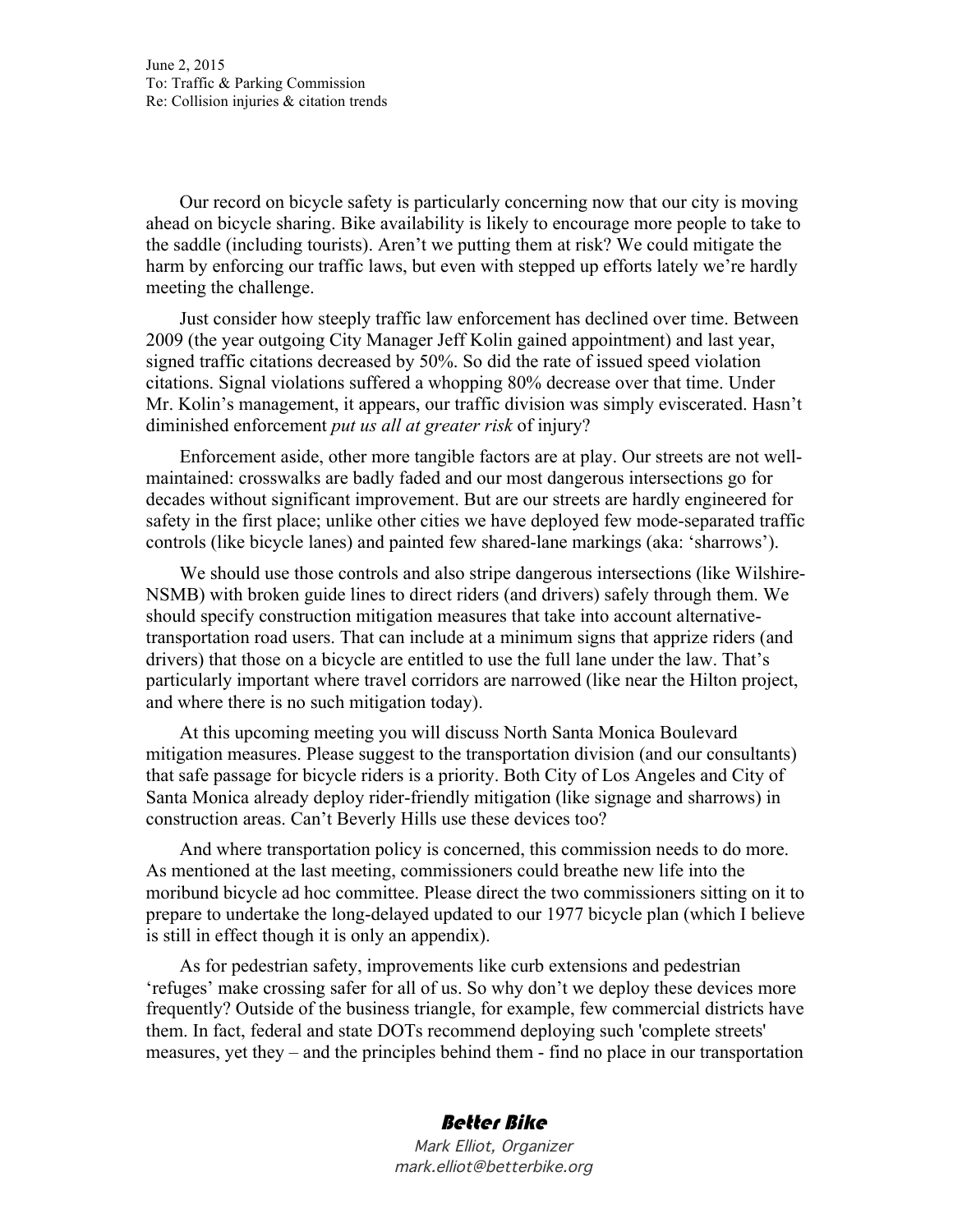June 2, 2015
To: Traffic & Parking Commission
Re: Collision injuries & citation trends

Our record on bicycle safety is particularly concerning now that our city is moving ahead on bicycle sharing. Bike availability is likely to encourage more people to take to the saddle (including tourists). Aren't we putting them at risk? We could mitigate the harm by enforcing our traffic laws, but even with stepped up efforts lately we're hardly meeting the challenge.

Just consider how steeply traffic law enforcement has declined over time. Between 2009 (the year outgoing City Manager Jeff Kolin gained appointment) and last year, signed traffic citations decreased by 50%. So did the rate of issued speed violation citations. Signal violations suffered a whopping 80% decrease over that time. Under Mr. Kolin's management, it appears, our traffic division was simply eviscerated. Hasn't diminished enforcement *put us all at greater risk* of injury?

Enforcement aside, other more tangible factors are at play. Our streets are not well-maintained: crosswalks are badly faded and our most dangerous intersections go for decades without significant improvement. But are our streets are hardly engineered for safety in the first place; unlike other cities we have deployed few mode-separated traffic controls (like bicycle lanes) and painted few shared-lane markings (aka: 'sharrows').

We should use those controls and also stripe dangerous intersections (like Wilshire-NSMB) with broken guide lines to direct riders (and drivers) safely through them. We should specify construction mitigation measures that take into account alternative-transportation road users. That can include at a minimum signs that apprize riders (and drivers) that those on a bicycle are entitled to use the full lane under the law. That's particularly important where travel corridors are narrowed (like near the Hilton project, and where there is no such mitigation today).

At this upcoming meeting you will discuss North Santa Monica Boulevard mitigation measures. Please suggest to the transportation division (and our consultants) that safe passage for bicycle riders is a priority. Both City of Los Angeles and City of Santa Monica already deploy rider-friendly mitigation (like signage and sharrows) in construction areas. Can't Beverly Hills use these devices too?

And where transportation policy is concerned, this commission needs to do more. As mentioned at the last meeting, commissioners could breathe new life into the moribund bicycle ad hoc committee. Please direct the two commissioners sitting on it to prepare to undertake the long-delayed updated to our 1977 bicycle plan (which I believe is still in effect though it is only an appendix).

As for pedestrian safety, improvements like curb extensions and pedestrian 'refuges' make crossing safer for all of us. So why don't we deploy these devices more frequently? Outside of the business triangle, for example, few commercial districts have them. In fact, federal and state DOTs recommend deploying such 'complete streets' measures, yet they – and the principles behind them - find no place in our transportation

**Better Bike**
*Mark Elliot, Organizer*
*mark.elliot@betterbike.org*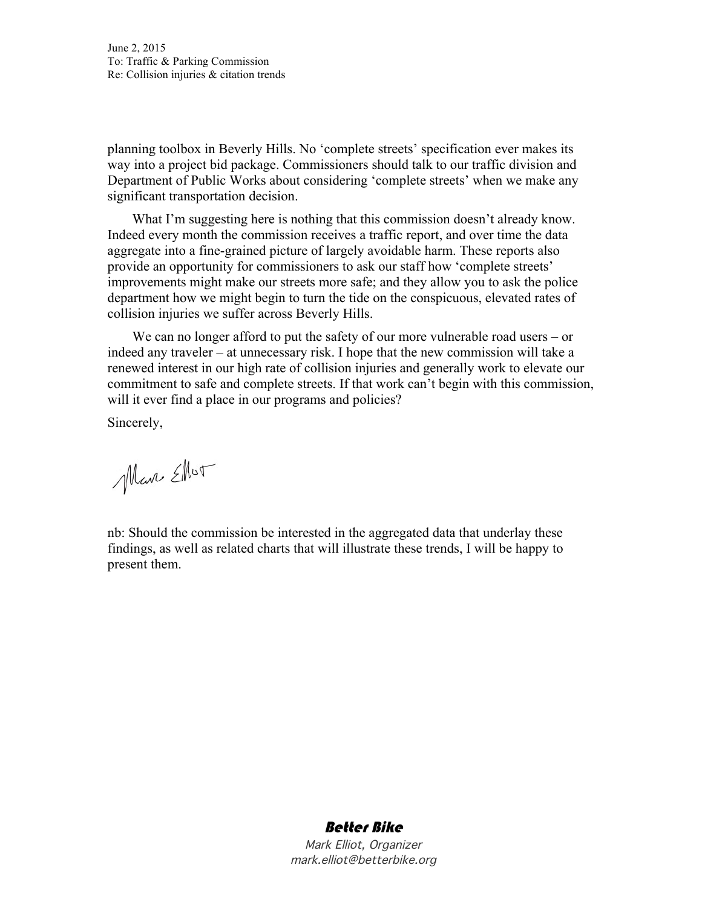planning toolbox in Beverly Hills. No 'complete streets' specification ever makes its way into a project bid package. Commissioners should talk to our traffic division and Department of Public Works about considering 'complete streets' when we make any significant transportation decision.

What I'm suggesting here is nothing that this commission doesn't already know. Indeed every month the commission receives a traffic report, and over time the data aggregate into a fine-grained picture of largely avoidable harm. These reports also provide an opportunity for commissioners to ask our staff how 'complete streets' improvements might make our streets more safe; and they allow you to ask the police department how we might begin to turn the tide on the conspicuous, elevated rates of collision injuries we suffer across Beverly Hills.

We can no longer afford to put the safety of our more vulnerable road users – or indeed any traveler – at unnecessary risk. I hope that the new commission will take a renewed interest in our high rate of collision injuries and generally work to elevate our commitment to safe and complete streets. If that work can't begin with this commission, will it ever find a place in our programs and policies?

Sincerely,

Mark Elliot

nb: Should the commission be interested in the aggregated data that underlay these findings, as well as related charts that will illustrate these trends, I will be happy to present them.

**Better Bike**
*Mark Elliot, Organizer*
*mark.elliot@betterbike.org*